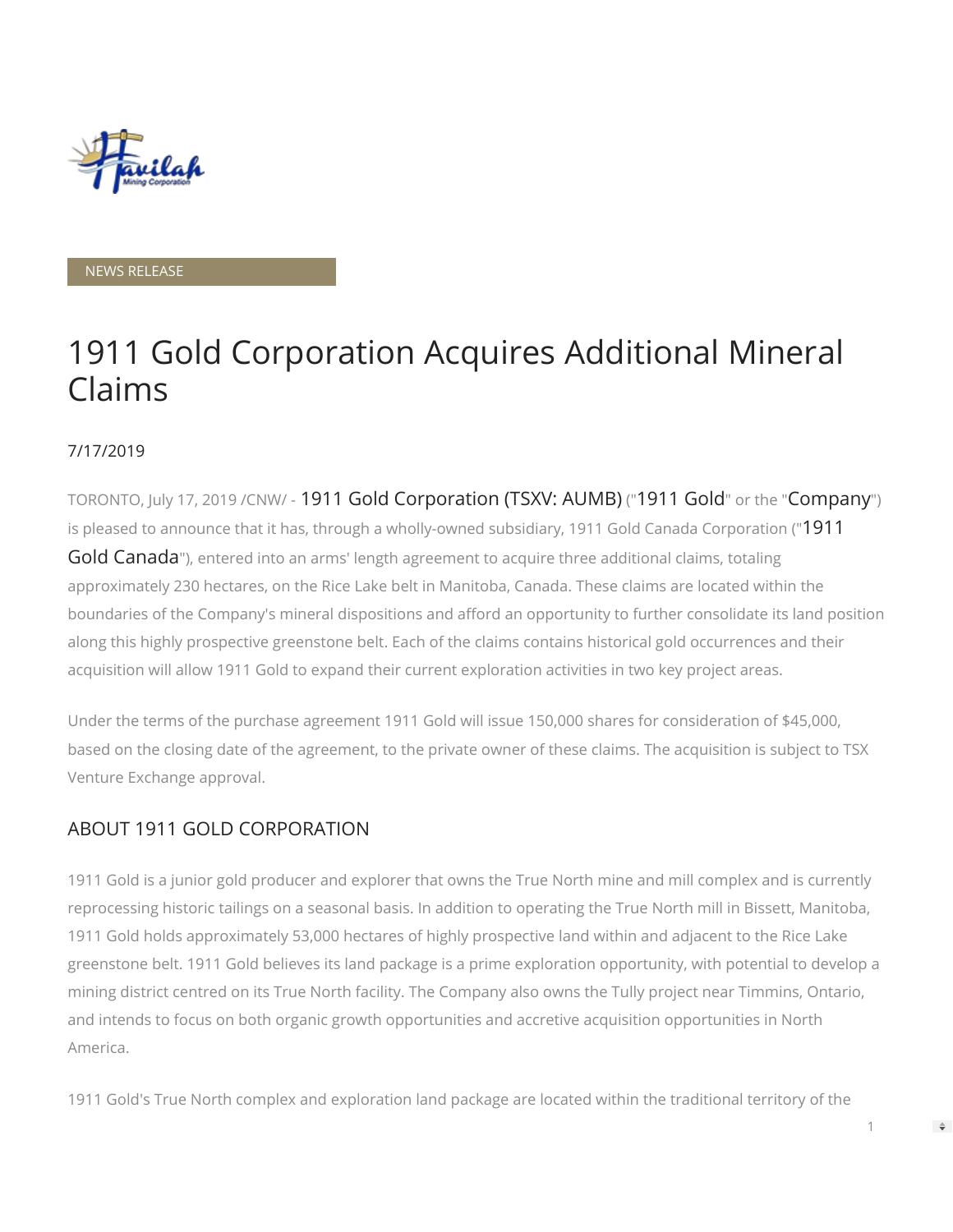NEWS RELEASE

# 1911 Gold Corporation Acquires Additional Mineral Claims

7/17/2019

TORONTO, July 17, 2019 /CNW/ - 1911 Gold Corporation (TSXV: AUMB) ("1911 Gold" or the "Company") is pleased to announce that it has, through a wholly-owned subsidiary, 1911 Gold Canada Corporation ("1911 Gold Canada"), entered into an arms' length agreement to acquire three additional claims, totaling approximately 230 hectares, on the Rice Lake belt in Manitoba, Canada. These claims are located within the boundaries of the Company's mineral dispositions and afford an opportunity to further consolidate its land position along this highly prospective greenstone belt. Each of the claims contains historical gold occurrences and their acquisition will allow 1911 Gold to expand their current exploration activities in two key project areas.

Under the terms of the purchase agreement 1911 Gold will issue 150,000 shares for consideration of $45,000, based on the closing date of the agreement, to the private owner of these claims. The acquisition is subject to TSX Venture Exchange approval.

## ABOUT 1911 GOLD CORPORATION

1911 Gold is a junior gold producer and explorer that owns the True North mine and mill complex and is currently reprocessing historic tailings on a seasonal basis. In addition to operating the True North mill in Bissett, Manitoba, 1911 Gold holds approximately 53,000 hectares of highly prospective land within and adjacent to the Rice Lake greenstone belt. 1911 Gold believes its land package is a prime exploration opportunity, with potential to develop a mining district centred on its True North facility. The Company also owns the Tully project near Timmins, Ontario, and intends to focus on both organic growth opportunities and accretive acquisition opportunities in North America.

1911 Gold's True North complex and exploration land package are located within the traditional territory of the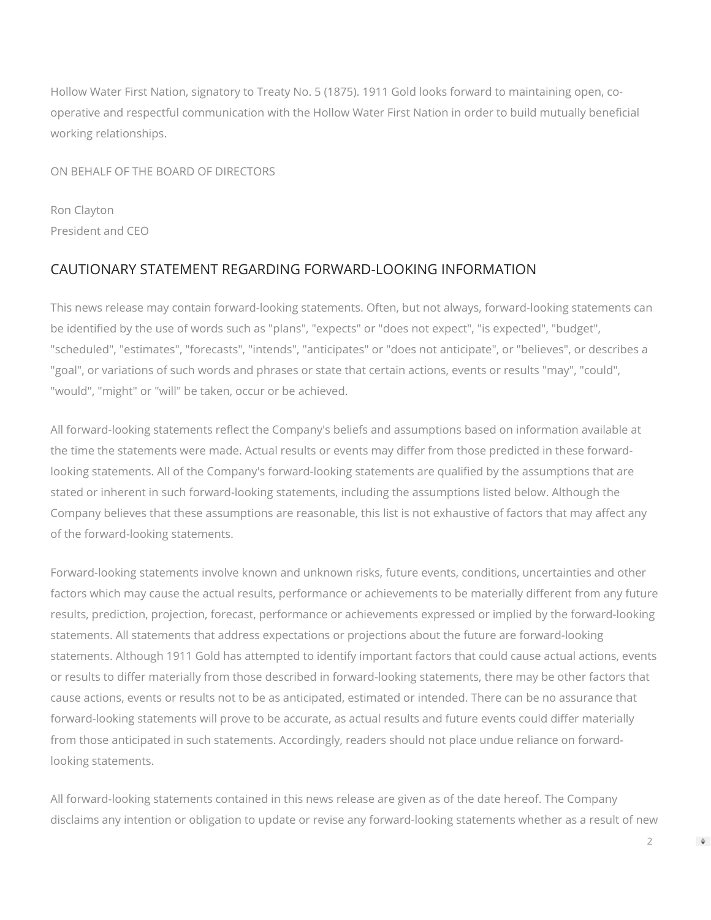Hollow Water First Nation, signatory to Treaty No. 5 (1875). 1911 Gold looks forward to maintaining open, co-operative and respectful communication with the Hollow Water First Nation in order to build mutually beneficial working relationships.

ON BEHALF OF THE BOARD OF DIRECTORS

Ron Clayton
President and CEO

## CAUTIONARY STATEMENT REGARDING FORWARD-LOOKING INFORMATION

This news release may contain forward-looking statements. Often, but not always, forward-looking statements can be identified by the use of words such as "plans", "expects" or "does not expect", "is expected", "budget", "scheduled", "estimates", "forecasts", "intends", "anticipates" or "does not anticipate", or "believes", or describes a "goal", or variations of such words and phrases or state that certain actions, events or results "may", "could", "would", "might" or "will" be taken, occur or be achieved.

All forward-looking statements reflect the Company's beliefs and assumptions based on information available at the time the statements were made. Actual results or events may differ from those predicted in these forward-looking statements. All of the Company's forward-looking statements are qualified by the assumptions that are stated or inherent in such forward-looking statements, including the assumptions listed below. Although the Company believes that these assumptions are reasonable, this list is not exhaustive of factors that may affect any of the forward-looking statements.

Forward-looking statements involve known and unknown risks, future events, conditions, uncertainties and other factors which may cause the actual results, performance or achievements to be materially different from any future results, prediction, projection, forecast, performance or achievements expressed or implied by the forward-looking statements. All statements that address expectations or projections about the future are forward-looking statements. Although 1911 Gold has attempted to identify important factors that could cause actual actions, events or results to differ materially from those described in forward-looking statements, there may be other factors that cause actions, events or results not to be as anticipated, estimated or intended. There can be no assurance that forward-looking statements will prove to be accurate, as actual results and future events could differ materially from those anticipated in such statements. Accordingly, readers should not place undue reliance on forward-looking statements.

All forward-looking statements contained in this news release are given as of the date hereof. The Company disclaims any intention or obligation to update or revise any forward-looking statements whether as a result of new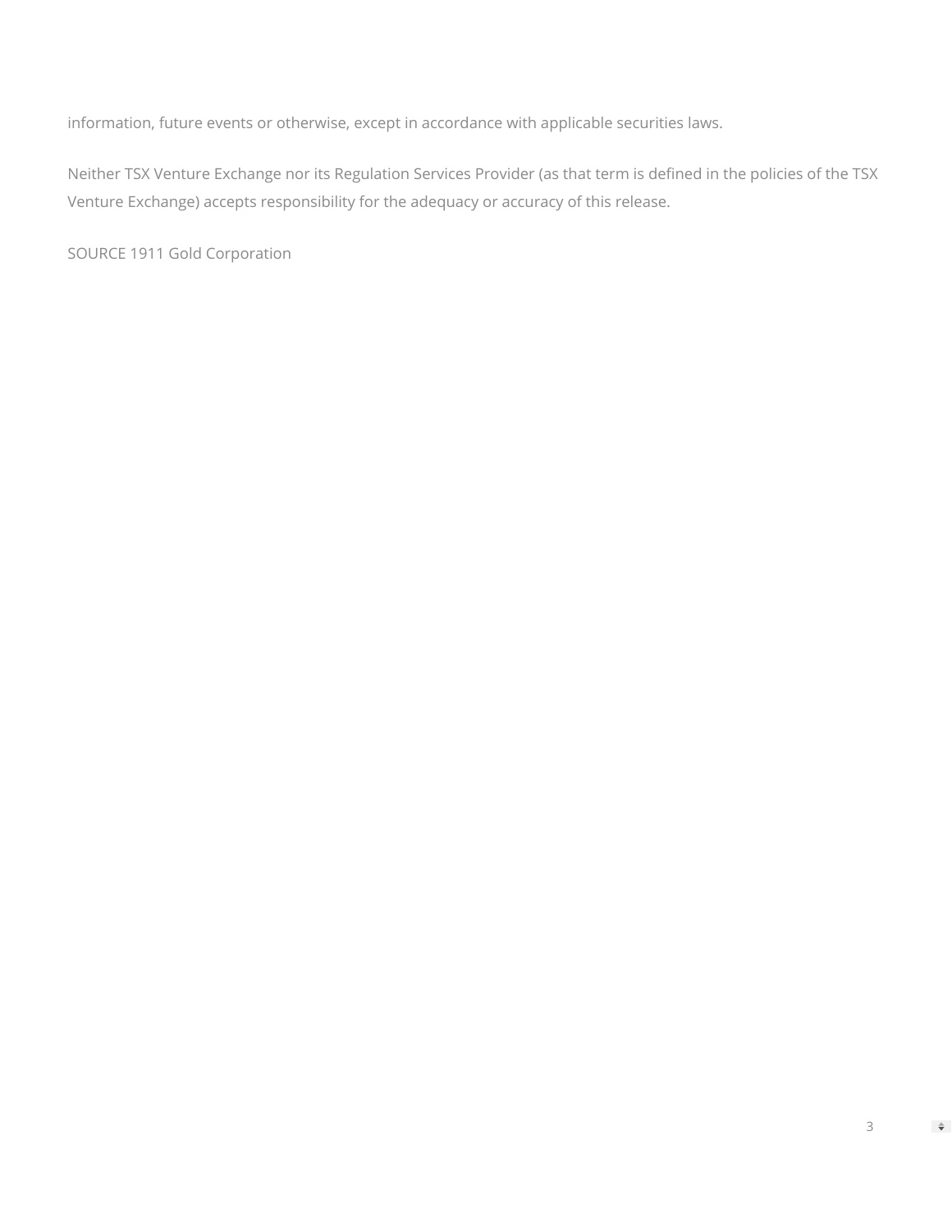information, future events or otherwise, except in accordance with applicable securities laws.

Neither TSX Venture Exchange nor its Regulation Services Provider (as that term is defined in the policies of the TSX Venture Exchange) accepts responsibility for the adequacy or accuracy of this release.

SOURCE 1911 Gold Corporation